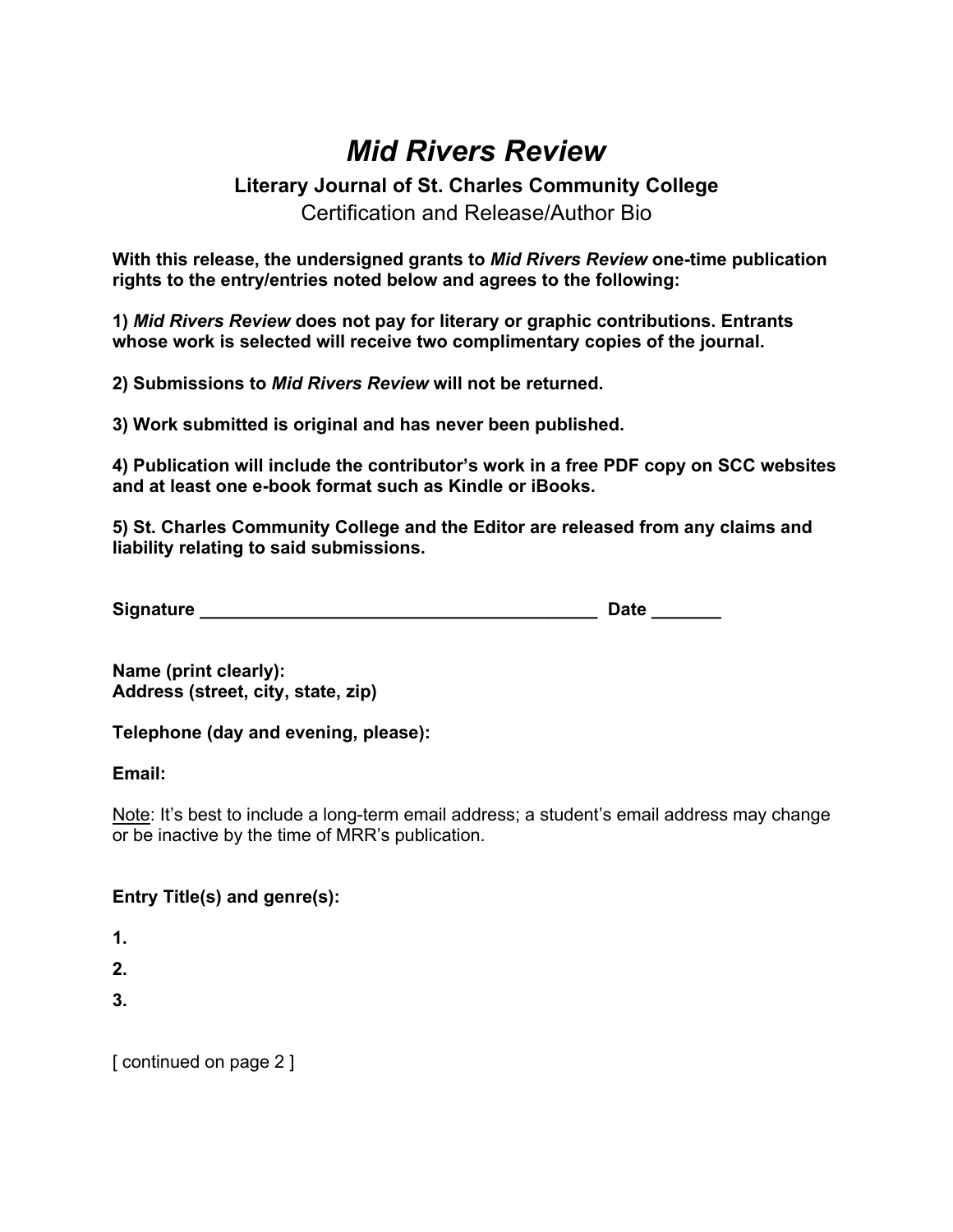# *Mid Rivers Review*

### Literary Journal of St. Charles Community College

Certification and Release/Author Bio

**With this release, the undersigned grants to *Mid Rivers Review* one-time publication rights to the entry/entries noted below and agrees to the following:**

**1) *Mid Rivers Review* does not pay for literary or graphic contributions. Entrants whose work is selected will receive two complimentary copies of the journal.**

**2) Submissions to *Mid Rivers Review* will not be returned.**

**3) Work submitted is original and has never been published.**

**4) Publication will include the contributor's work in a free PDF copy on SCC websites and at least one e-book format such as Kindle or iBooks.**

**5) St. Charles Community College and the Editor are released from any claims and liability relating to said submissions.**

**Signature ________________________________________ Date _______**

**Name (print clearly):**
**Address (street, city, state, zip)**

**Telephone (day and evening, please):**

**Email:**

Note: It's best to include a long-term email address; a student's email address may change or be inactive by the time of MRR's publication.

**Entry Title(s) and genre(s):**

**1.**

**2.**

**3.**

[ continued on page 2 ]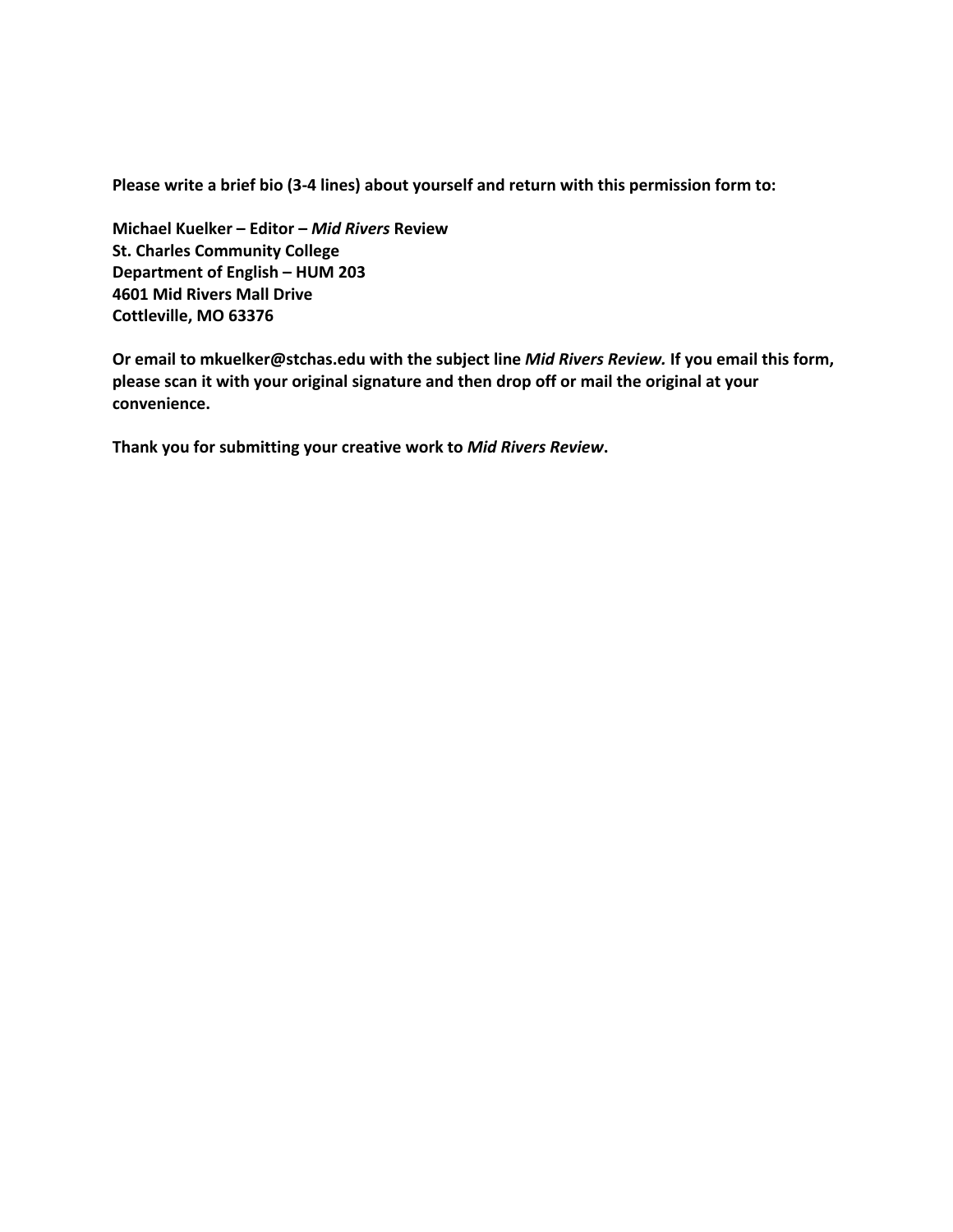**Please write a brief bio (3-4 lines) about yourself and return with this permission form to:**

**Michael Kuelker – Editor – *Mid Rivers* Review**
**St. Charles Community College**
**Department of English – HUM 203**
**4601 Mid Rivers Mall Drive**
**Cottleville, MO 63376**

**Or email to mkuelker@stchas.edu with the subject line *Mid Rivers Review.* If you email this form, please scan it with your original signature and then drop off or mail the original at your convenience.**

**Thank you for submitting your creative work to *Mid Rivers Review*.**